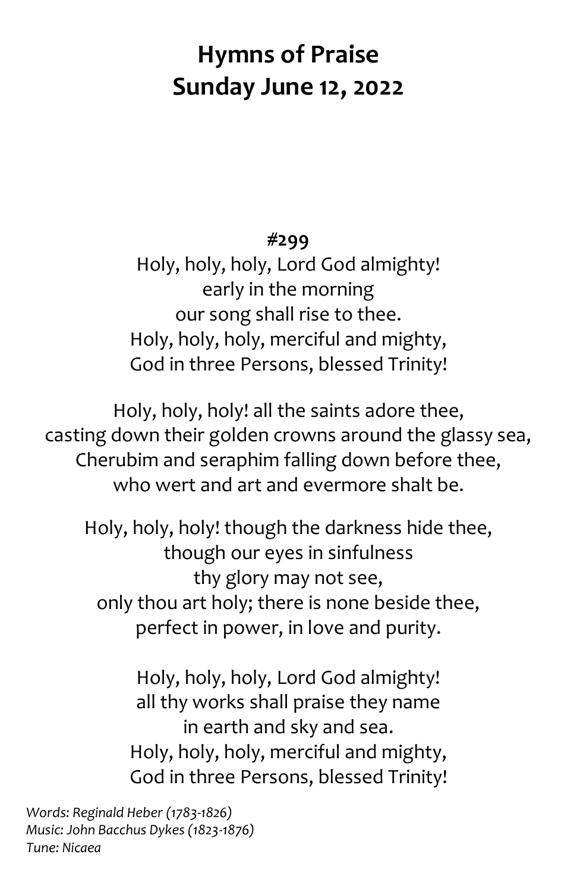# Hymns of Praise
# Sunday June 12, 2022

**#299**

Holy, holy, holy, Lord God almighty!
early in the morning
our song shall rise to thee.
Holy, holy, holy, merciful and mighty,
God in three Persons, blessed Trinity!

Holy, holy, holy! all the saints adore thee,
casting down their golden crowns around the glassy sea,
Cherubim and seraphim falling down before thee,
who wert and art and evermore shalt be.

Holy, holy, holy! though the darkness hide thee,
though our eyes in sinfulness
thy glory may not see,
only thou art holy; there is none beside thee,
perfect in power, in love and purity.

Holy, holy, holy, Lord God almighty!
all thy works shall praise they name
in earth and sky and sea.
Holy, holy, holy, merciful and mighty,
God in three Persons, blessed Trinity!

*Words: Reginald Heber (1783-1826)*
*Music: John Bacchus Dykes (1823-1876)*
*Tune: Nicaea*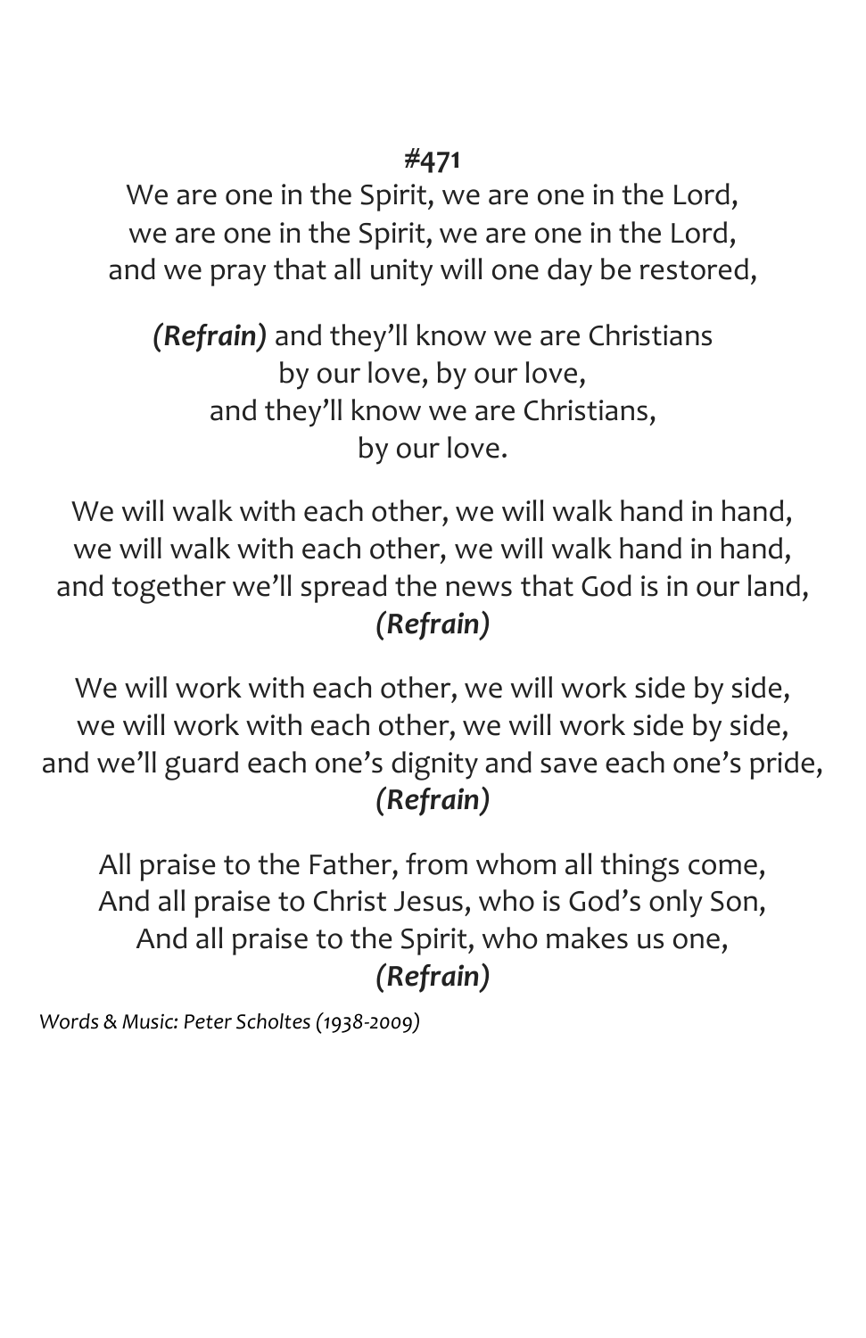**#471**

We are one in the Spirit, we are one in the Lord,
we are one in the Spirit, we are one in the Lord,
and we pray that all unity will one day be restored,

***(Refrain)*** and they'll know we are Christians
by our love, by our love,
and they'll know we are Christians,
by our love.

We will walk with each other, we will walk hand in hand,
we will walk with each other, we will walk hand in hand,
and together we'll spread the news that God is in our land,
***(Refrain)***

We will work with each other, we will work side by side,
we will work with each other, we will work side by side,
and we'll guard each one's dignity and save each one's pride,
***(Refrain)***

All praise to the Father, from whom all things come,
And all praise to Christ Jesus, who is God's only Son,
And all praise to the Spirit, who makes us one,
***(Refrain)***

*Words & Music: Peter Scholtes (1938-2009)*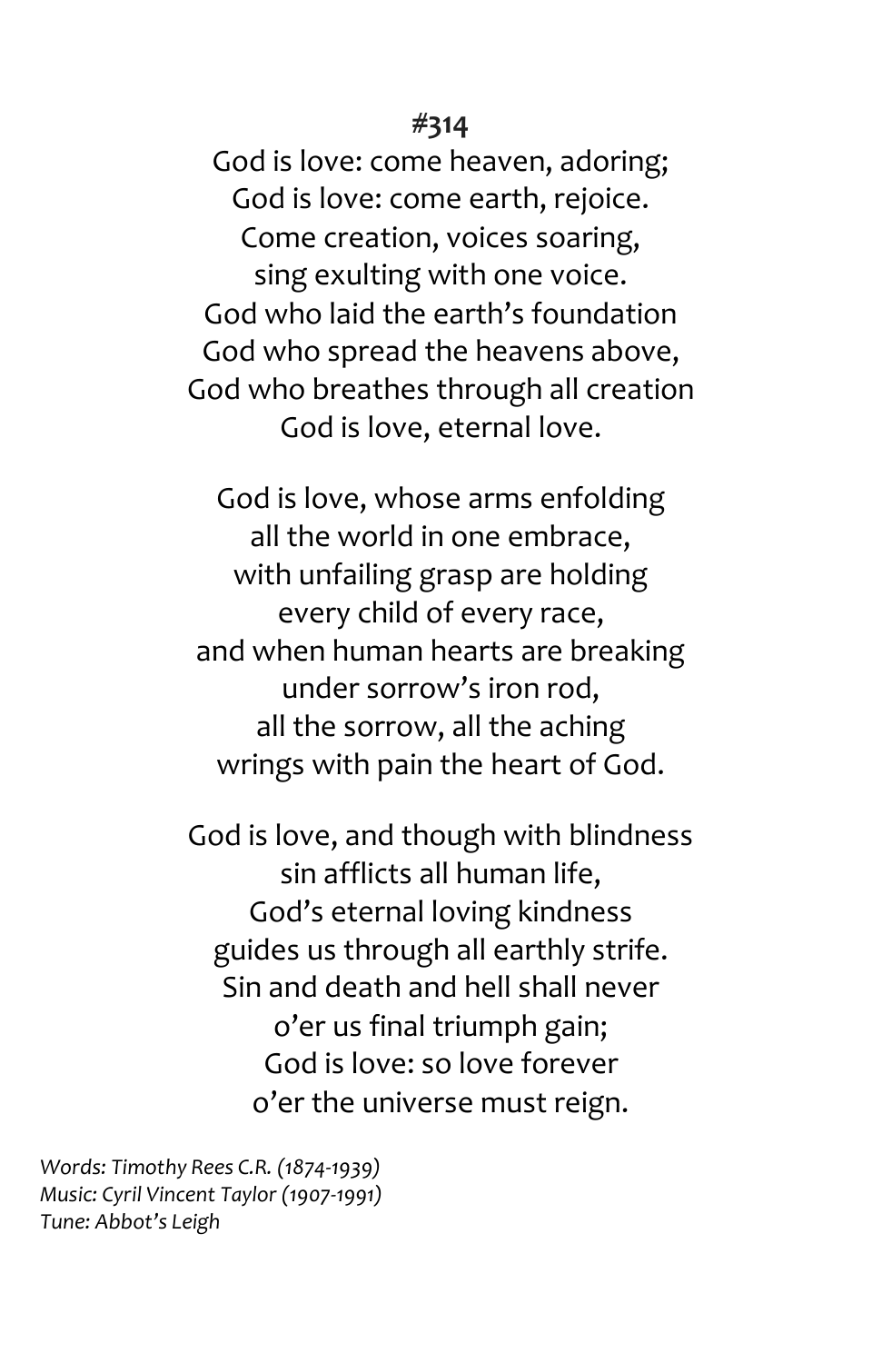**#314**

God is love: come heaven, adoring;  
God is love: come earth, rejoice.  
Come creation, voices soaring,  
sing exulting with one voice.  
God who laid the earth's foundation  
God who spread the heavens above,  
God who breathes through all creation  
God is love, eternal love.

God is love, whose arms enfolding  
all the world in one embrace,  
with unfailing grasp are holding  
every child of every race,  
and when human hearts are breaking  
under sorrow's iron rod,  
all the sorrow, all the aching  
wrings with pain the heart of God.

God is love, and though with blindness  
sin afflicts all human life,  
God's eternal loving kindness  
guides us through all earthly strife.  
Sin and death and hell shall never  
o'er us final triumph gain;  
God is love: so love forever  
o'er the universe must reign.

*Words: Timothy Rees C.R. (1874-1939)*  
*Music: Cyril Vincent Taylor (1907-1991)*  
*Tune: Abbot's Leigh*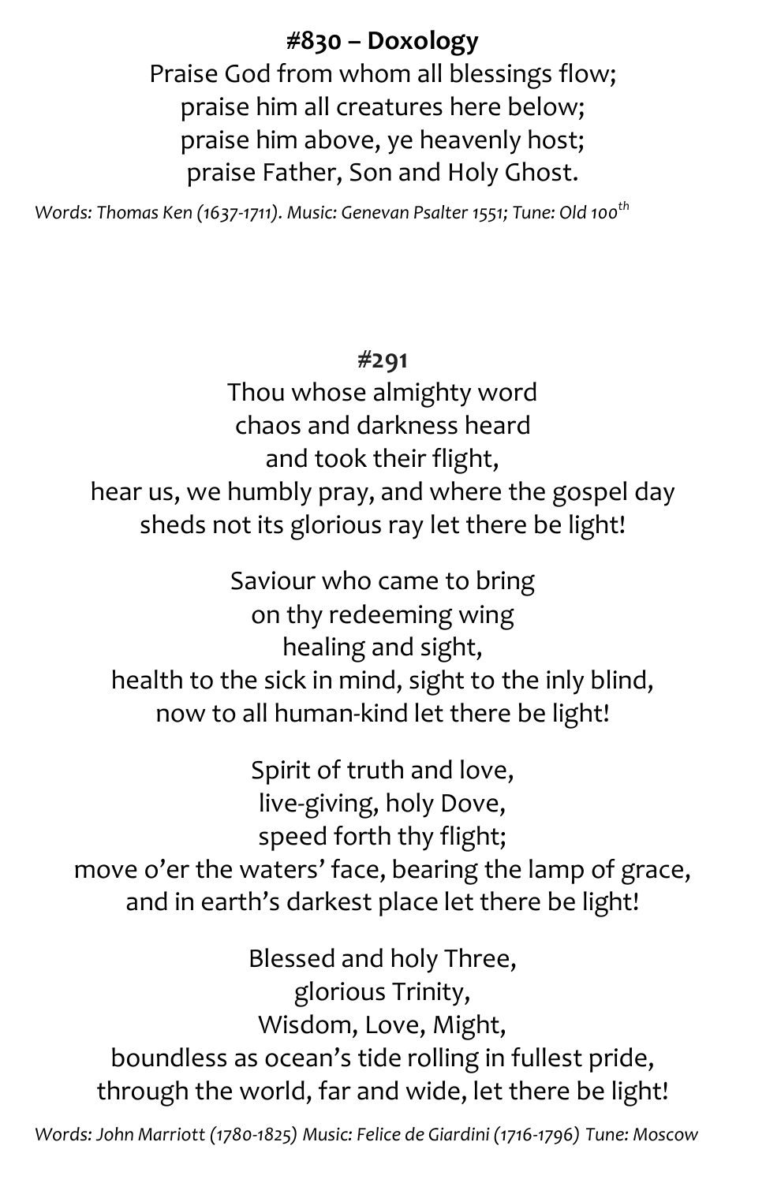**#830 – Doxology**

Praise God from whom all blessings flow;
praise him all creatures here below;
praise him above, ye heavenly host;
praise Father, Son and Holy Ghost.

*Words: Thomas Ken (1637-1711). Music: Genevan Psalter 1551; Tune: Old 100th*

**#291**

Thou whose almighty word
chaos and darkness heard
and took their flight,
hear us, we humbly pray, and where the gospel day
sheds not its glorious ray let there be light!

Saviour who came to bring
on thy redeeming wing
healing and sight,
health to the sick in mind, sight to the inly blind,
now to all human-kind let there be light!

Spirit of truth and love,
live-giving, holy Dove,
speed forth thy flight;
move o'er the waters' face, bearing the lamp of grace,
and in earth's darkest place let there be light!

Blessed and holy Three,
glorious Trinity,
Wisdom, Love, Might,
boundless as ocean's tide rolling in fullest pride,
through the world, far and wide, let there be light!

*Words: John Marriott (1780-1825) Music: Felice de Giardini (1716-1796) Tune: Moscow*